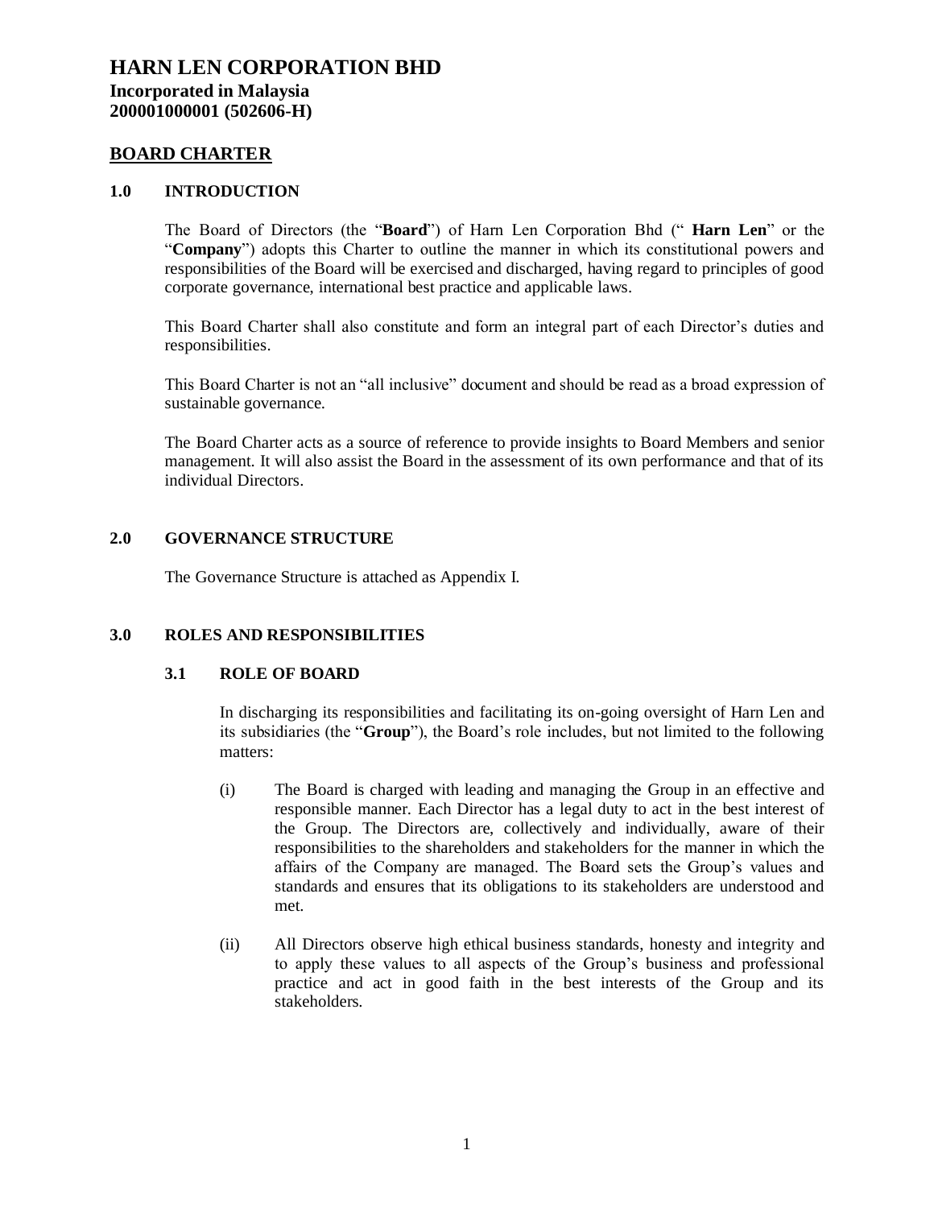# HARN LEN CORPORATION BHD

**Incorporated in Malaysia**
**200001000001 (502606-H)**

## BOARD CHARTER

### 1.0 INTRODUCTION

The Board of Directors (the "**Board**") of Harn Len Corporation Bhd (" **Harn Len**" or the "**Company**") adopts this Charter to outline the manner in which its constitutional powers and responsibilities of the Board will be exercised and discharged, having regard to principles of good corporate governance, international best practice and applicable laws.

This Board Charter shall also constitute and form an integral part of each Director's duties and responsibilities.

This Board Charter is not an "all inclusive" document and should be read as a broad expression of sustainable governance.

The Board Charter acts as a source of reference to provide insights to Board Members and senior management. It will also assist the Board in the assessment of its own performance and that of its individual Directors.

### 2.0 GOVERNANCE STRUCTURE

The Governance Structure is attached as Appendix I.

### 3.0 ROLES AND RESPONSIBILITIES

#### 3.1 ROLE OF BOARD

In discharging its responsibilities and facilitating its on-going oversight of Harn Len and its subsidiaries (the "**Group**"), the Board's role includes, but not limited to the following matters:

(i) The Board is charged with leading and managing the Group in an effective and responsible manner. Each Director has a legal duty to act in the best interest of the Group. The Directors are, collectively and individually, aware of their responsibilities to the shareholders and stakeholders for the manner in which the affairs of the Company are managed. The Board sets the Group's values and standards and ensures that its obligations to its stakeholders are understood and met.

(ii) All Directors observe high ethical business standards, honesty and integrity and to apply these values to all aspects of the Group's business and professional practice and act in good faith in the best interests of the Group and its stakeholders.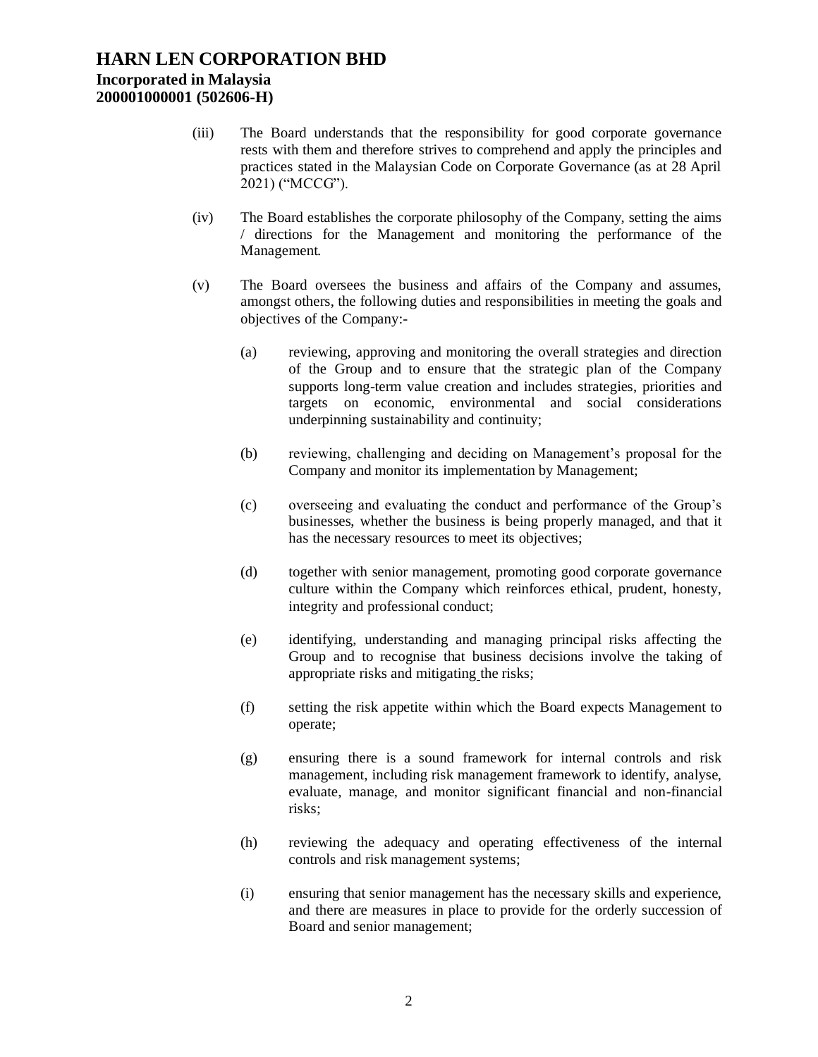(iii) The Board understands that the responsibility for good corporate governance rests with them and therefore strives to comprehend and apply the principles and practices stated in the Malaysian Code on Corporate Governance (as at 28 April 2021) ("MCCG").

(iv) The Board establishes the corporate philosophy of the Company, setting the aims / directions for the Management and monitoring the performance of the Management.

(v) The Board oversees the business and affairs of the Company and assumes, amongst others, the following duties and responsibilities in meeting the goals and objectives of the Company:-

   (a) reviewing, approving and monitoring the overall strategies and direction of the Group and to ensure that the strategic plan of the Company supports long-term value creation and includes strategies, priorities and targets on economic, environmental and social considerations underpinning sustainability and continuity;

   (b) reviewing, challenging and deciding on Management's proposal for the Company and monitor its implementation by Management;

   (c) overseeing and evaluating the conduct and performance of the Group's businesses, whether the business is being properly managed, and that it has the necessary resources to meet its objectives;

   (d) together with senior management, promoting good corporate governance culture within the Company which reinforces ethical, prudent, honesty, integrity and professional conduct;

   (e) identifying, understanding and managing principal risks affecting the Group and to recognise that business decisions involve the taking of appropriate risks and mitigating the risks;

   (f) setting the risk appetite within which the Board expects Management to operate;

   (g) ensuring there is a sound framework for internal controls and risk management, including risk management framework to identify, analyse, evaluate, manage, and monitor significant financial and non-financial risks;

   (h) reviewing the adequacy and operating effectiveness of the internal controls and risk management systems;

   (i) ensuring that senior management has the necessary skills and experience, and there are measures in place to provide for the orderly succession of Board and senior management;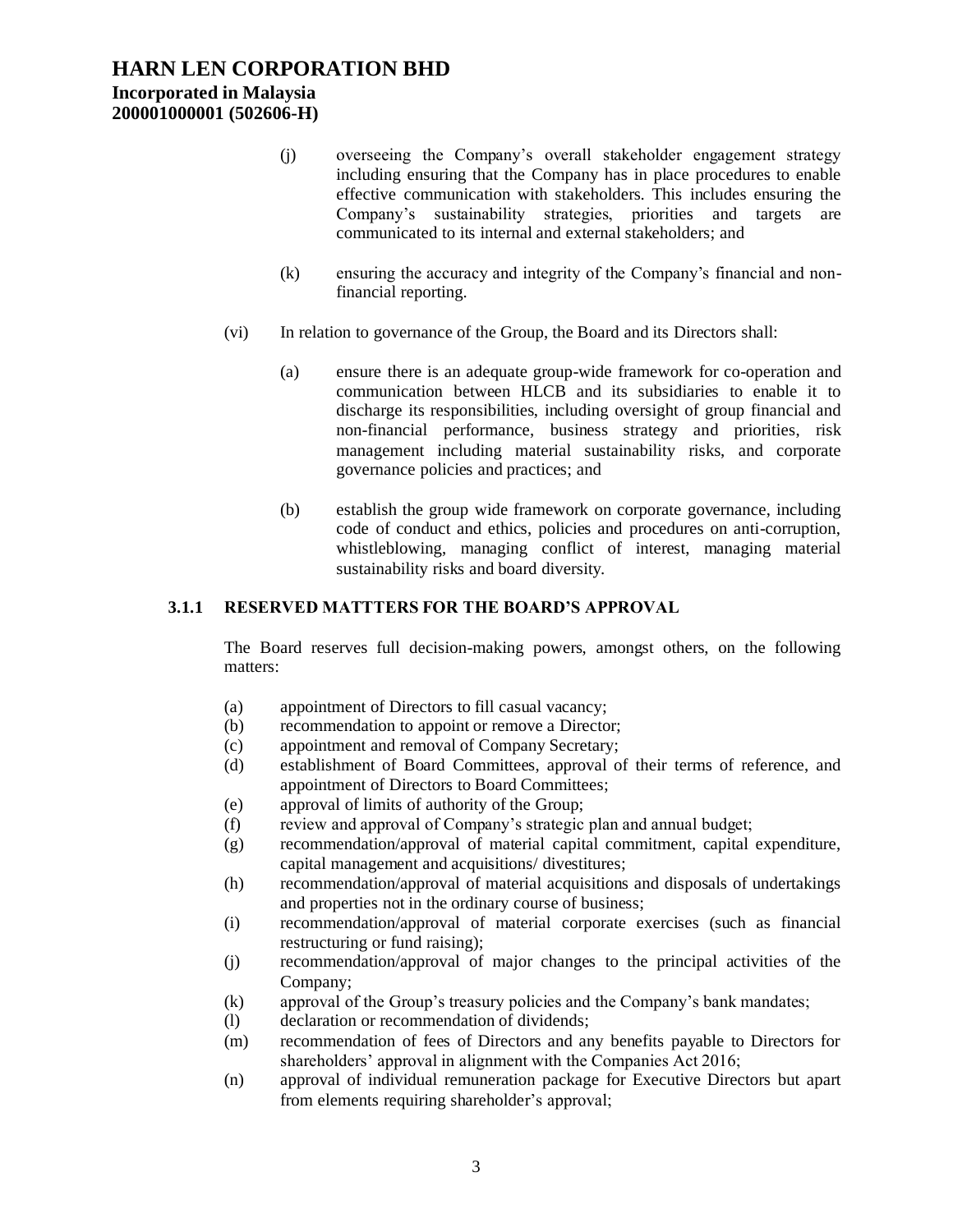(j) overseeing the Company's overall stakeholder engagement strategy including ensuring that the Company has in place procedures to enable effective communication with stakeholders. This includes ensuring the Company's sustainability strategies, priorities and targets are communicated to its internal and external stakeholders; and

(k) ensuring the accuracy and integrity of the Company's financial and non-financial reporting.

(vi) In relation to governance of the Group, the Board and its Directors shall:

(a) ensure there is an adequate group-wide framework for co-operation and communication between HLCB and its subsidiaries to enable it to discharge its responsibilities, including oversight of group financial and non-financial performance, business strategy and priorities, risk management including material sustainability risks, and corporate governance policies and practices; and

(b) establish the group wide framework on corporate governance, including code of conduct and ethics, policies and procedures on anti-corruption, whistleblowing, managing conflict of interest, managing material sustainability risks and board diversity.

### 3.1.1 RESERVED MATTTERS FOR THE BOARD'S APPROVAL

The Board reserves full decision-making powers, amongst others, on the following matters:

(a) appointment of Directors to fill casual vacancy;
(b) recommendation to appoint or remove a Director;
(c) appointment and removal of Company Secretary;
(d) establishment of Board Committees, approval of their terms of reference, and appointment of Directors to Board Committees;
(e) approval of limits of authority of the Group;
(f) review and approval of Company's strategic plan and annual budget;
(g) recommendation/approval of material capital commitment, capital expenditure, capital management and acquisitions/ divestitures;
(h) recommendation/approval of material acquisitions and disposals of undertakings and properties not in the ordinary course of business;
(i) recommendation/approval of material corporate exercises (such as financial restructuring or fund raising);
(j) recommendation/approval of major changes to the principal activities of the Company;
(k) approval of the Group's treasury policies and the Company's bank mandates;
(l) declaration or recommendation of dividends;
(m) recommendation of fees of Directors and any benefits payable to Directors for shareholders' approval in alignment with the Companies Act 2016;
(n) approval of individual remuneration package for Executive Directors but apart from elements requiring shareholder's approval;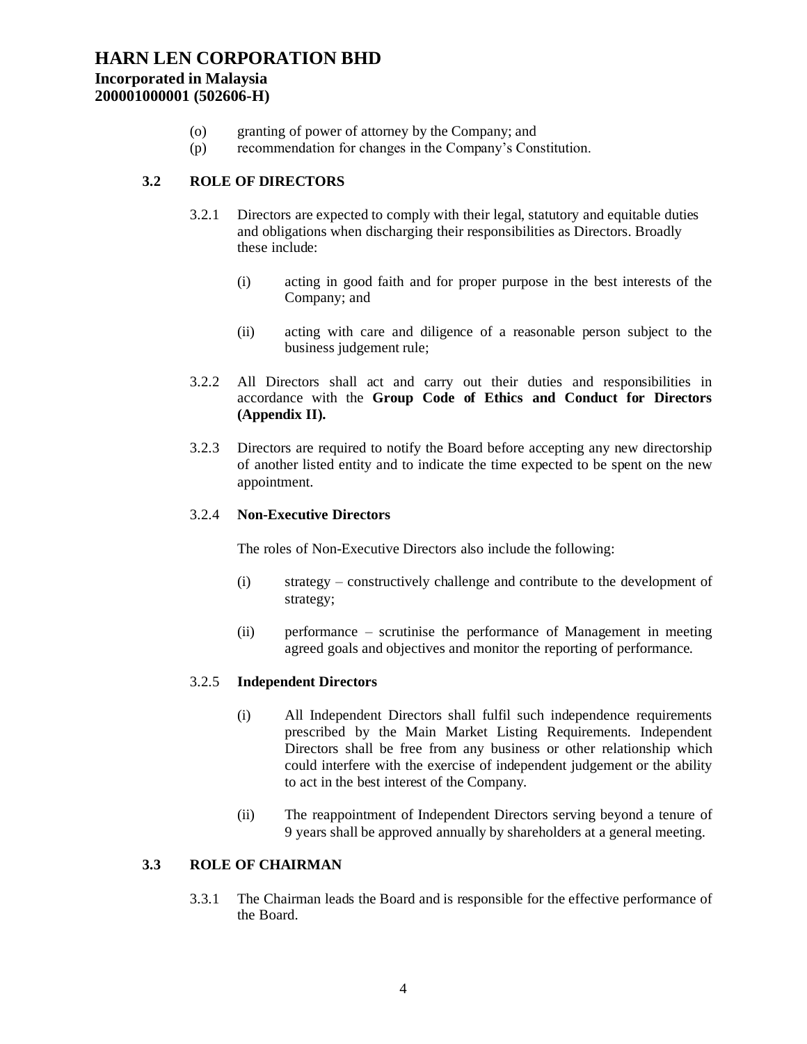(o) granting of power of attorney by the Company; and

(p) recommendation for changes in the Company's Constitution.

### 3.2 ROLE OF DIRECTORS

3.2.1 Directors are expected to comply with their legal, statutory and equitable duties and obligations when discharging their responsibilities as Directors. Broadly these include:

(i) acting in good faith and for proper purpose in the best interests of the Company; and

(ii) acting with care and diligence of a reasonable person subject to the business judgement rule;

3.2.2 All Directors shall act and carry out their duties and responsibilities in accordance with the **Group Code of Ethics and Conduct for Directors (Appendix II).**

3.2.3 Directors are required to notify the Board before accepting any new directorship of another listed entity and to indicate the time expected to be spent on the new appointment.

3.2.4 **Non-Executive Directors**

The roles of Non-Executive Directors also include the following:

(i) strategy – constructively challenge and contribute to the development of strategy;

(ii) performance – scrutinise the performance of Management in meeting agreed goals and objectives and monitor the reporting of performance.

3.2.5 **Independent Directors**

(i) All Independent Directors shall fulfil such independence requirements prescribed by the Main Market Listing Requirements. Independent Directors shall be free from any business or other relationship which could interfere with the exercise of independent judgement or the ability to act in the best interest of the Company.

(ii) The reappointment of Independent Directors serving beyond a tenure of 9 years shall be approved annually by shareholders at a general meeting.

### 3.3 ROLE OF CHAIRMAN

3.3.1 The Chairman leads the Board and is responsible for the effective performance of the Board.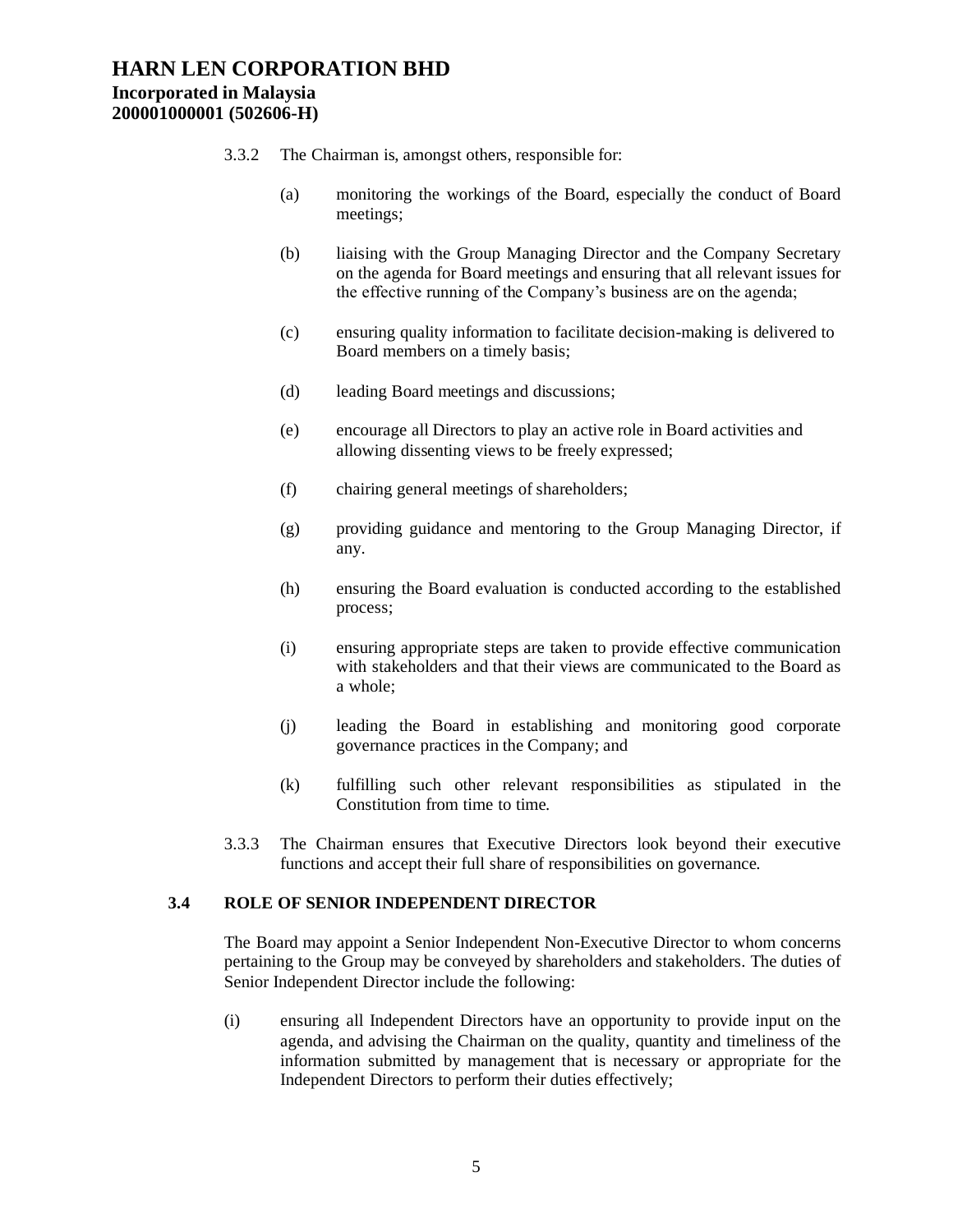3.3.2 The Chairman is, amongst others, responsible for:

(a) monitoring the workings of the Board, especially the conduct of Board meetings;

(b) liaising with the Group Managing Director and the Company Secretary on the agenda for Board meetings and ensuring that all relevant issues for the effective running of the Company's business are on the agenda;

(c) ensuring quality information to facilitate decision-making is delivered to Board members on a timely basis;

(d) leading Board meetings and discussions;

(e) encourage all Directors to play an active role in Board activities and allowing dissenting views to be freely expressed;

(f) chairing general meetings of shareholders;

(g) providing guidance and mentoring to the Group Managing Director, if any.

(h) ensuring the Board evaluation is conducted according to the established process;

(i) ensuring appropriate steps are taken to provide effective communication with stakeholders and that their views are communicated to the Board as a whole;

(j) leading the Board in establishing and monitoring good corporate governance practices in the Company; and

(k) fulfilling such other relevant responsibilities as stipulated in the Constitution from time to time.

3.3.3 The Chairman ensures that Executive Directors look beyond their executive functions and accept their full share of responsibilities on governance.

### 3.4 ROLE OF SENIOR INDEPENDENT DIRECTOR

The Board may appoint a Senior Independent Non-Executive Director to whom concerns pertaining to the Group may be conveyed by shareholders and stakeholders. The duties of Senior Independent Director include the following:

(i) ensuring all Independent Directors have an opportunity to provide input on the agenda, and advising the Chairman on the quality, quantity and timeliness of the information submitted by management that is necessary or appropriate for the Independent Directors to perform their duties effectively;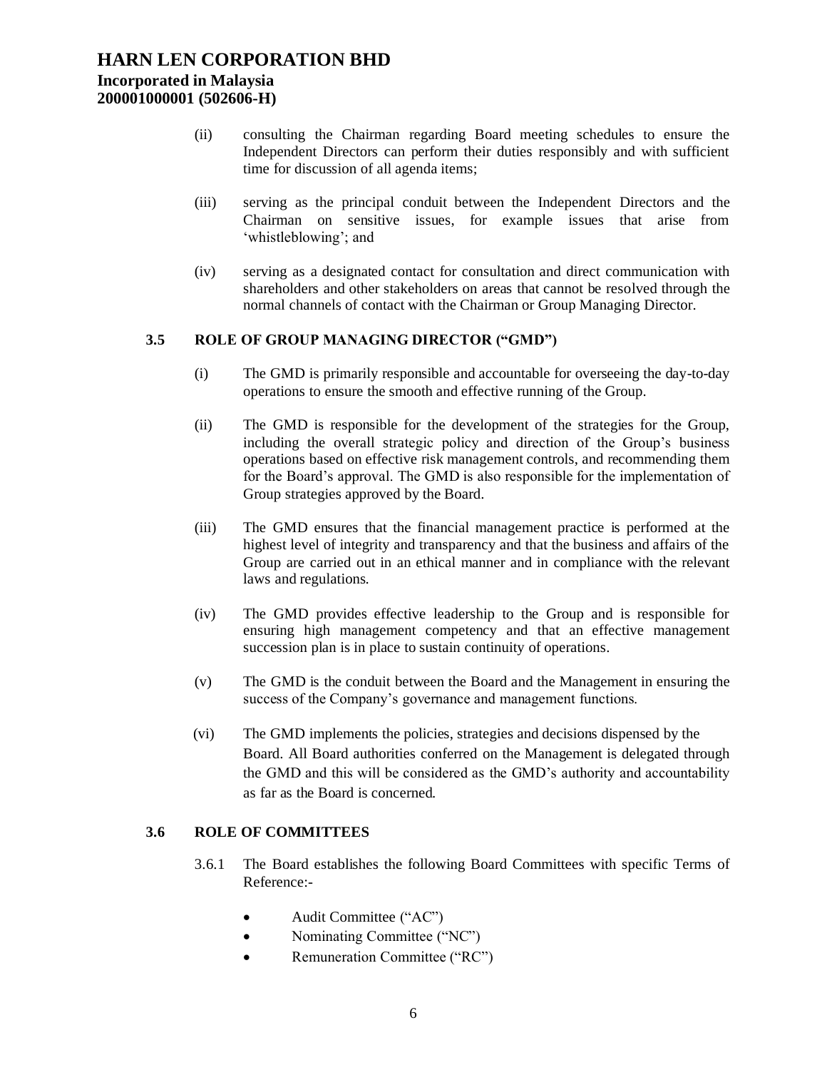(ii) consulting the Chairman regarding Board meeting schedules to ensure the Independent Directors can perform their duties responsibly and with sufficient time for discussion of all agenda items;

(iii) serving as the principal conduit between the Independent Directors and the Chairman on sensitive issues, for example issues that arise from 'whistleblowing'; and

(iv) serving as a designated contact for consultation and direct communication with shareholders and other stakeholders on areas that cannot be resolved through the normal channels of contact with the Chairman or Group Managing Director.

### 3.5 ROLE OF GROUP MANAGING DIRECTOR ("GMD")

(i) The GMD is primarily responsible and accountable for overseeing the day-to-day operations to ensure the smooth and effective running of the Group.

(ii) The GMD is responsible for the development of the strategies for the Group, including the overall strategic policy and direction of the Group's business operations based on effective risk management controls, and recommending them for the Board's approval. The GMD is also responsible for the implementation of Group strategies approved by the Board.

(iii) The GMD ensures that the financial management practice is performed at the highest level of integrity and transparency and that the business and affairs of the Group are carried out in an ethical manner and in compliance with the relevant laws and regulations.

(iv) The GMD provides effective leadership to the Group and is responsible for ensuring high management competency and that an effective management succession plan is in place to sustain continuity of operations.

(v) The GMD is the conduit between the Board and the Management in ensuring the success of the Company's governance and management functions.

(vi) The GMD implements the policies, strategies and decisions dispensed by the Board. All Board authorities conferred on the Management is delegated through the GMD and this will be considered as the GMD's authority and accountability as far as the Board is concerned.

### 3.6 ROLE OF COMMITTEES

3.6.1 The Board establishes the following Board Committees with specific Terms of Reference:-

- Audit Committee ("AC")
- Nominating Committee ("NC")
- Remuneration Committee ("RC")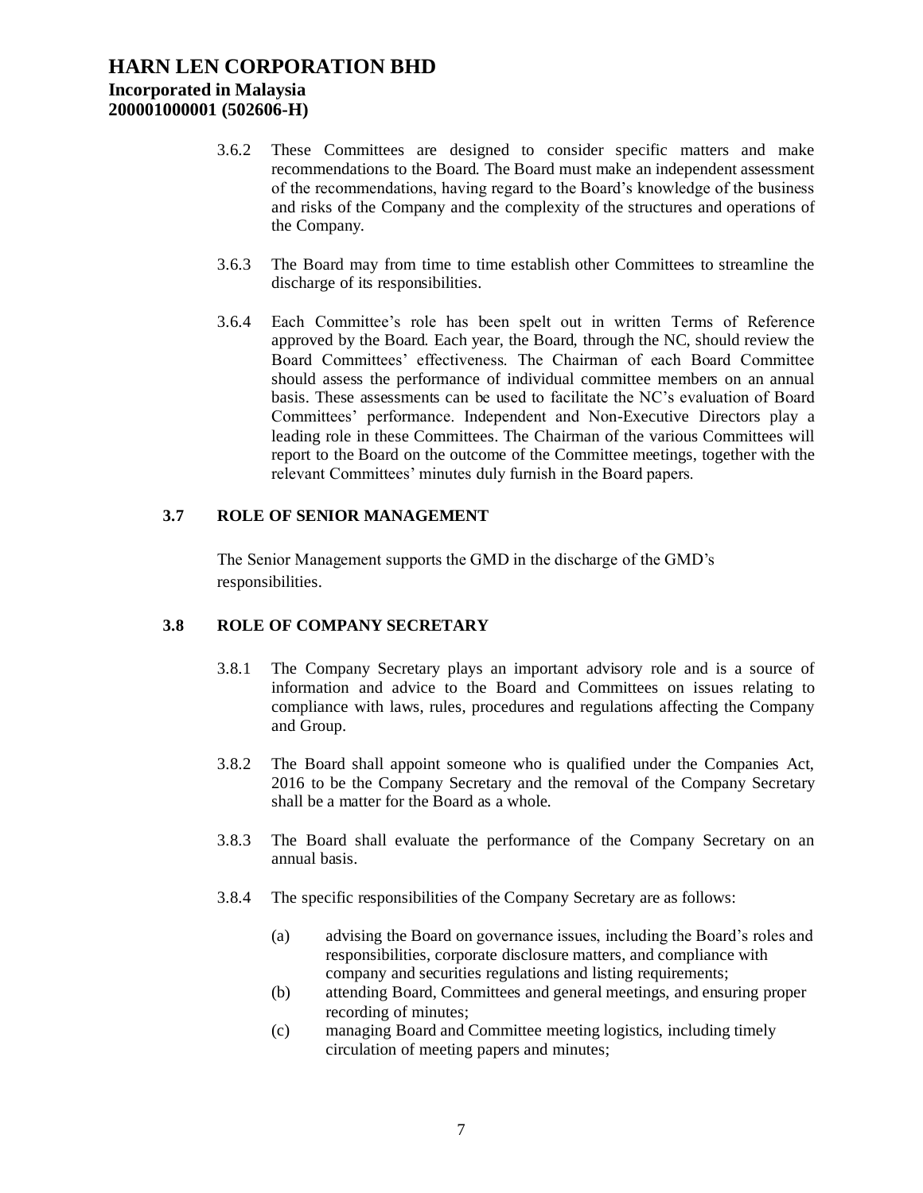3.6.2 These Committees are designed to consider specific matters and make recommendations to the Board. The Board must make an independent assessment of the recommendations, having regard to the Board's knowledge of the business and risks of the Company and the complexity of the structures and operations of the Company.

3.6.3 The Board may from time to time establish other Committees to streamline the discharge of its responsibilities.

3.6.4 Each Committee's role has been spelt out in written Terms of Reference approved by the Board. Each year, the Board, through the NC, should review the Board Committees' effectiveness. The Chairman of each Board Committee should assess the performance of individual committee members on an annual basis. These assessments can be used to facilitate the NC's evaluation of Board Committees' performance. Independent and Non-Executive Directors play a leading role in these Committees. The Chairman of the various Committees will report to the Board on the outcome of the Committee meetings, together with the relevant Committees' minutes duly furnish in the Board papers.

### 3.7 ROLE OF SENIOR MANAGEMENT

The Senior Management supports the GMD in the discharge of the GMD's responsibilities.

### 3.8 ROLE OF COMPANY SECRETARY

3.8.1 The Company Secretary plays an important advisory role and is a source of information and advice to the Board and Committees on issues relating to compliance with laws, rules, procedures and regulations affecting the Company and Group.

3.8.2 The Board shall appoint someone who is qualified under the Companies Act, 2016 to be the Company Secretary and the removal of the Company Secretary shall be a matter for the Board as a whole.

3.8.3 The Board shall evaluate the performance of the Company Secretary on an annual basis.

3.8.4 The specific responsibilities of the Company Secretary are as follows:

(a) advising the Board on governance issues, including the Board's roles and responsibilities, corporate disclosure matters, and compliance with company and securities regulations and listing requirements;
(b) attending Board, Committees and general meetings, and ensuring proper recording of minutes;
(c) managing Board and Committee meeting logistics, including timely circulation of meeting papers and minutes;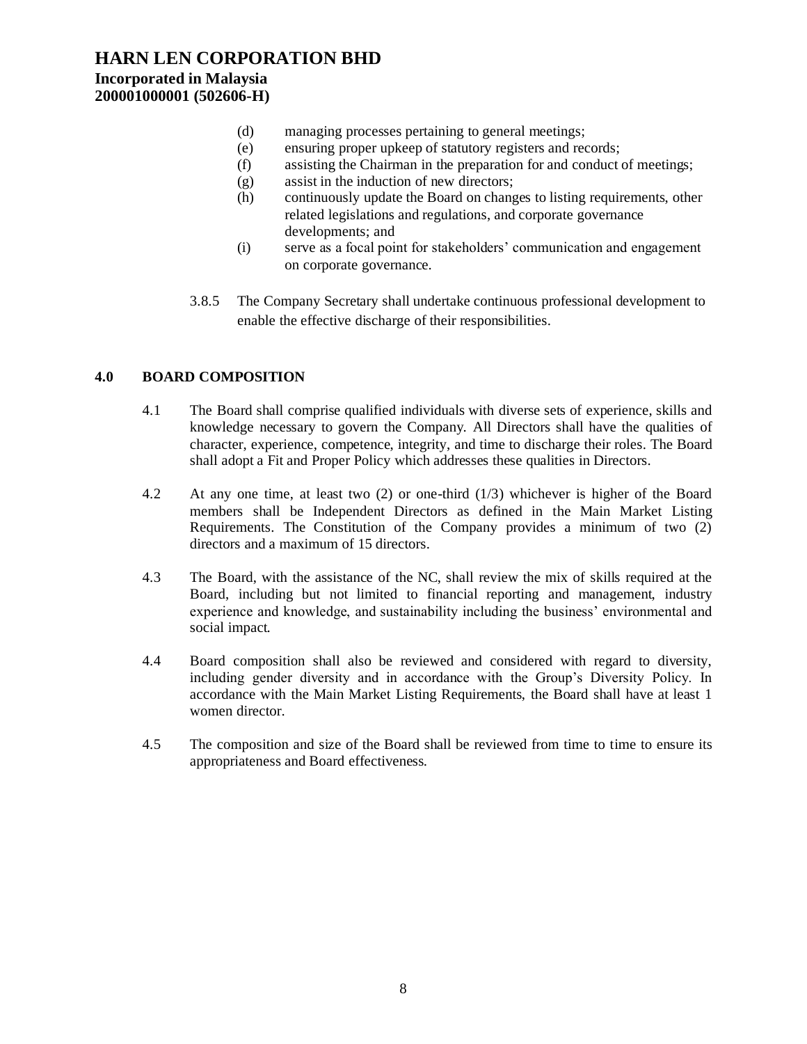(d) managing processes pertaining to general meetings;
(e) ensuring proper upkeep of statutory registers and records;
(f) assisting the Chairman in the preparation for and conduct of meetings;
(g) assist in the induction of new directors;
(h) continuously update the Board on changes to listing requirements, other related legislations and regulations, and corporate governance developments; and
(i) serve as a focal point for stakeholders' communication and engagement on corporate governance.

3.8.5 The Company Secretary shall undertake continuous professional development to enable the effective discharge of their responsibilities.

## 4.0 BOARD COMPOSITION

4.1 The Board shall comprise qualified individuals with diverse sets of experience, skills and knowledge necessary to govern the Company. All Directors shall have the qualities of character, experience, competence, integrity, and time to discharge their roles. The Board shall adopt a Fit and Proper Policy which addresses these qualities in Directors.

4.2 At any one time, at least two (2) or one-third (1/3) whichever is higher of the Board members shall be Independent Directors as defined in the Main Market Listing Requirements. The Constitution of the Company provides a minimum of two (2) directors and a maximum of 15 directors.

4.3 The Board, with the assistance of the NC, shall review the mix of skills required at the Board, including but not limited to financial reporting and management, industry experience and knowledge, and sustainability including the business' environmental and social impact.

4.4 Board composition shall also be reviewed and considered with regard to diversity, including gender diversity and in accordance with the Group's Diversity Policy. In accordance with the Main Market Listing Requirements, the Board shall have at least 1 women director.

4.5 The composition and size of the Board shall be reviewed from time to time to ensure its appropriateness and Board effectiveness.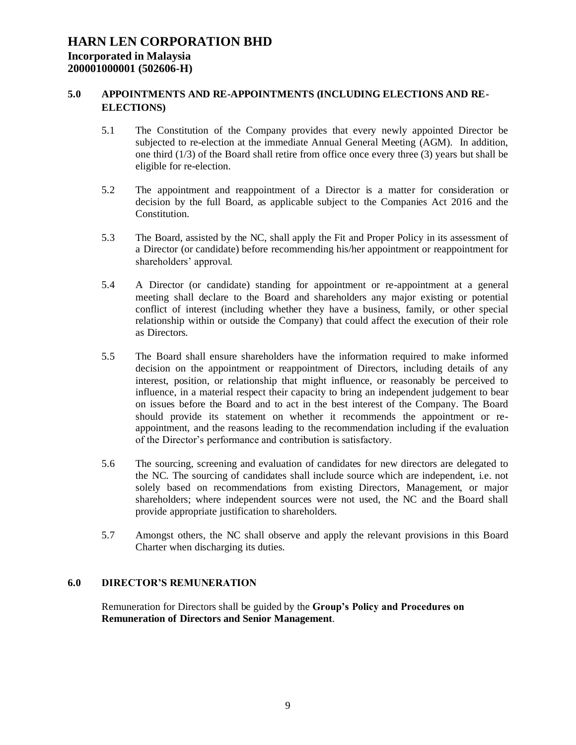## 5.0 APPOINTMENTS AND RE-APPOINTMENTS (INCLUDING ELECTIONS AND RE-ELECTIONS)

5.1 The Constitution of the Company provides that every newly appointed Director be subjected to re-election at the immediate Annual General Meeting (AGM). In addition, one third (1/3) of the Board shall retire from office once every three (3) years but shall be eligible for re-election.

5.2 The appointment and reappointment of a Director is a matter for consideration or decision by the full Board, as applicable subject to the Companies Act 2016 and the Constitution.

5.3 The Board, assisted by the NC, shall apply the Fit and Proper Policy in its assessment of a Director (or candidate) before recommending his/her appointment or reappointment for shareholders' approval.

5.4 A Director (or candidate) standing for appointment or re-appointment at a general meeting shall declare to the Board and shareholders any major existing or potential conflict of interest (including whether they have a business, family, or other special relationship within or outside the Company) that could affect the execution of their role as Directors.

5.5 The Board shall ensure shareholders have the information required to make informed decision on the appointment or reappointment of Directors, including details of any interest, position, or relationship that might influence, or reasonably be perceived to influence, in a material respect their capacity to bring an independent judgement to bear on issues before the Board and to act in the best interest of the Company. The Board should provide its statement on whether it recommends the appointment or re-appointment, and the reasons leading to the recommendation including if the evaluation of the Director's performance and contribution is satisfactory.

5.6 The sourcing, screening and evaluation of candidates for new directors are delegated to the NC. The sourcing of candidates shall include source which are independent, i.e. not solely based on recommendations from existing Directors, Management, or major shareholders; where independent sources were not used, the NC and the Board shall provide appropriate justification to shareholders.

5.7 Amongst others, the NC shall observe and apply the relevant provisions in this Board Charter when discharging its duties.

## 6.0 DIRECTOR'S REMUNERATION

Remuneration for Directors shall be guided by the **Group's Policy and Procedures on Remuneration of Directors and Senior Management**.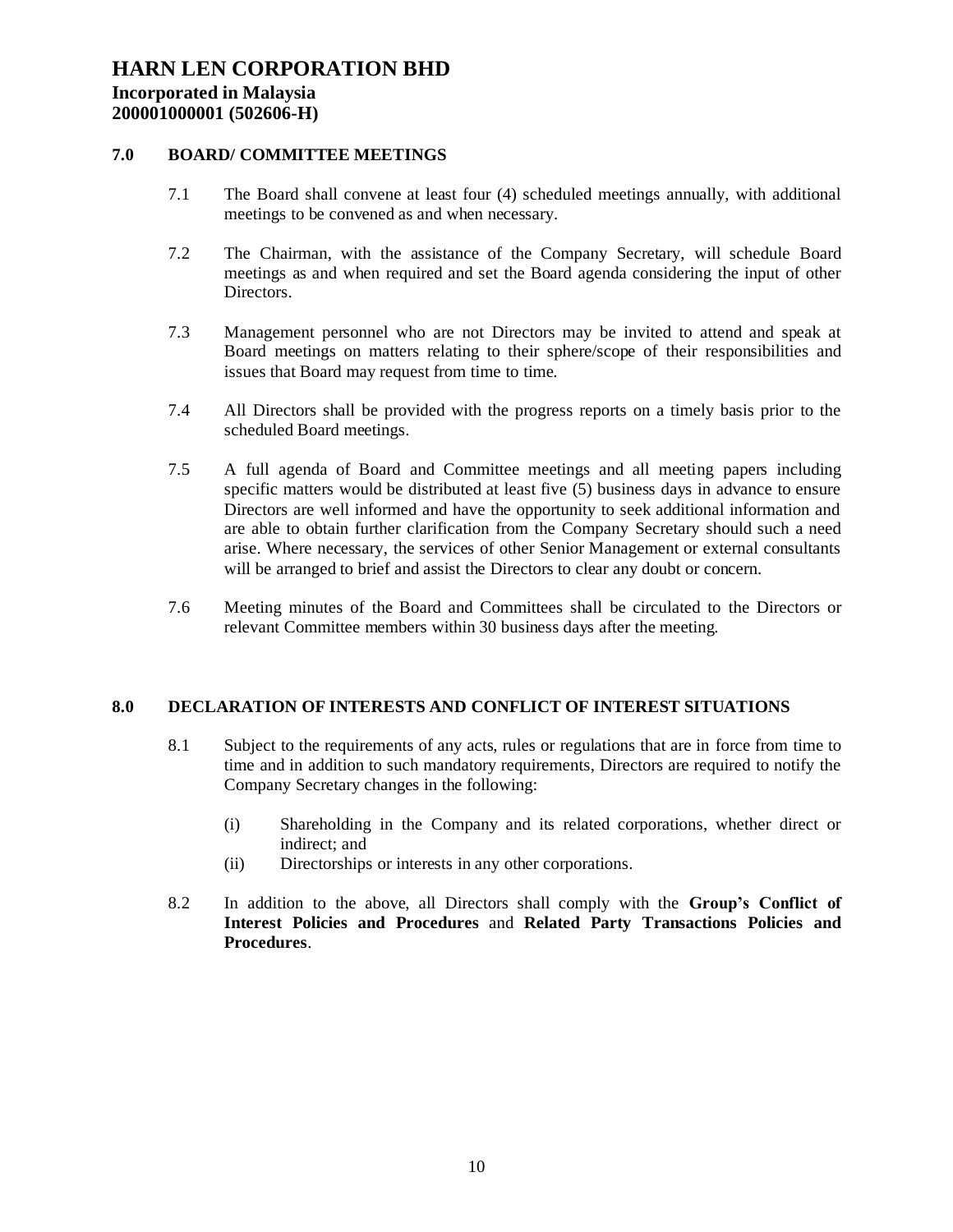## 7.0 BOARD/ COMMITTEE MEETINGS

7.1 The Board shall convene at least four (4) scheduled meetings annually, with additional meetings to be convened as and when necessary.

7.2 The Chairman, with the assistance of the Company Secretary, will schedule Board meetings as and when required and set the Board agenda considering the input of other Directors.

7.3 Management personnel who are not Directors may be invited to attend and speak at Board meetings on matters relating to their sphere/scope of their responsibilities and issues that Board may request from time to time.

7.4 All Directors shall be provided with the progress reports on a timely basis prior to the scheduled Board meetings.

7.5 A full agenda of Board and Committee meetings and all meeting papers including specific matters would be distributed at least five (5) business days in advance to ensure Directors are well informed and have the opportunity to seek additional information and are able to obtain further clarification from the Company Secretary should such a need arise. Where necessary, the services of other Senior Management or external consultants will be arranged to brief and assist the Directors to clear any doubt or concern.

7.6 Meeting minutes of the Board and Committees shall be circulated to the Directors or relevant Committee members within 30 business days after the meeting.

## 8.0 DECLARATION OF INTERESTS AND CONFLICT OF INTEREST SITUATIONS

8.1 Subject to the requirements of any acts, rules or regulations that are in force from time to time and in addition to such mandatory requirements, Directors are required to notify the Company Secretary changes in the following:

(i) Shareholding in the Company and its related corporations, whether direct or indirect; and

(ii) Directorships or interests in any other corporations.

8.2 In addition to the above, all Directors shall comply with the **Group's Conflict of Interest Policies and Procedures** and **Related Party Transactions Policies and Procedures**.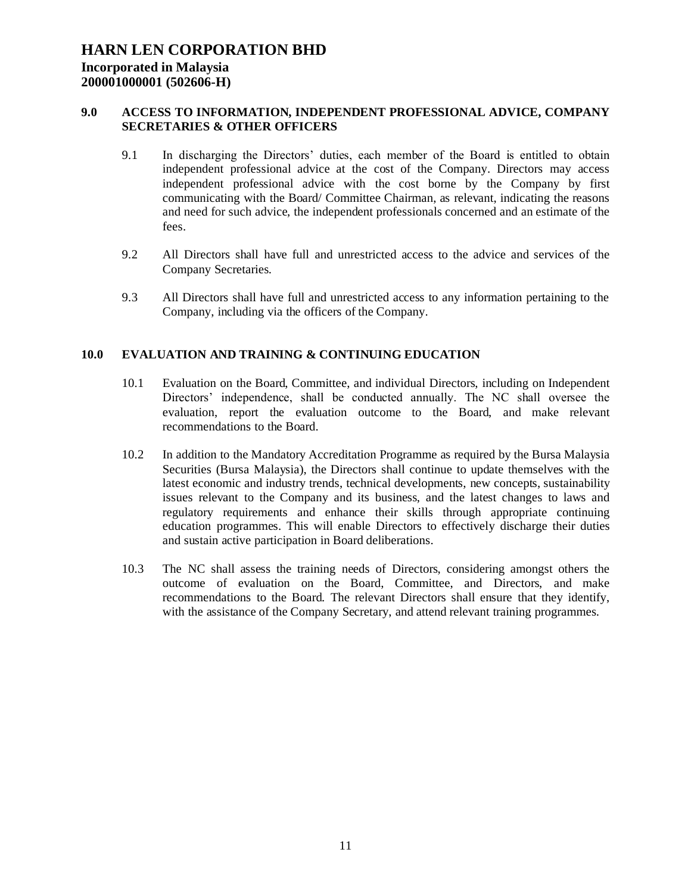## 9.0 ACCESS TO INFORMATION, INDEPENDENT PROFESSIONAL ADVICE, COMPANY SECRETARIES & OTHER OFFICERS

9.1 In discharging the Directors' duties, each member of the Board is entitled to obtain independent professional advice at the cost of the Company. Directors may access independent professional advice with the cost borne by the Company by first communicating with the Board/ Committee Chairman, as relevant, indicating the reasons and need for such advice, the independent professionals concerned and an estimate of the fees.

9.2 All Directors shall have full and unrestricted access to the advice and services of the Company Secretaries.

9.3 All Directors shall have full and unrestricted access to any information pertaining to the Company, including via the officers of the Company.

## 10.0 EVALUATION AND TRAINING & CONTINUING EDUCATION

10.1 Evaluation on the Board, Committee, and individual Directors, including on Independent Directors' independence, shall be conducted annually. The NC shall oversee the evaluation, report the evaluation outcome to the Board, and make relevant recommendations to the Board.

10.2 In addition to the Mandatory Accreditation Programme as required by the Bursa Malaysia Securities (Bursa Malaysia), the Directors shall continue to update themselves with the latest economic and industry trends, technical developments, new concepts, sustainability issues relevant to the Company and its business, and the latest changes to laws and regulatory requirements and enhance their skills through appropriate continuing education programmes. This will enable Directors to effectively discharge their duties and sustain active participation in Board deliberations.

10.3 The NC shall assess the training needs of Directors, considering amongst others the outcome of evaluation on the Board, Committee, and Directors, and make recommendations to the Board. The relevant Directors shall ensure that they identify, with the assistance of the Company Secretary, and attend relevant training programmes.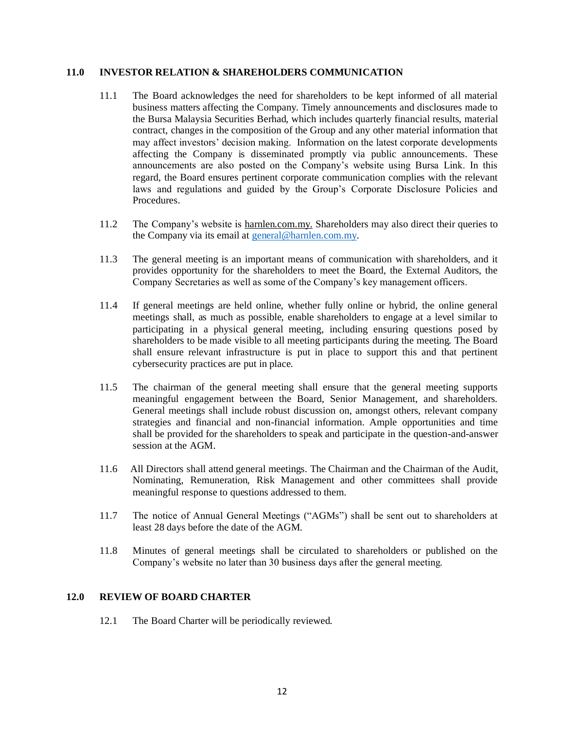## 11.0 INVESTOR RELATION & SHAREHOLDERS COMMUNICATION

11.1 The Board acknowledges the need for shareholders to be kept informed of all material business matters affecting the Company. Timely announcements and disclosures made to the Bursa Malaysia Securities Berhad, which includes quarterly financial results, material contract, changes in the composition of the Group and any other material information that may affect investors' decision making. Information on the latest corporate developments affecting the Company is disseminated promptly via public announcements. These announcements are also posted on the Company's website using Bursa Link. In this regard, the Board ensures pertinent corporate communication complies with the relevant laws and regulations and guided by the Group's Corporate Disclosure Policies and Procedures.

11.2 The Company's website is harnlen.com.my. Shareholders may also direct their queries to the Company via its email at general@harnlen.com.my.

11.3 The general meeting is an important means of communication with shareholders, and it provides opportunity for the shareholders to meet the Board, the External Auditors, the Company Secretaries as well as some of the Company's key management officers.

11.4 If general meetings are held online, whether fully online or hybrid, the online general meetings shall, as much as possible, enable shareholders to engage at a level similar to participating in a physical general meeting, including ensuring questions posed by shareholders to be made visible to all meeting participants during the meeting. The Board shall ensure relevant infrastructure is put in place to support this and that pertinent cybersecurity practices are put in place.

11.5 The chairman of the general meeting shall ensure that the general meeting supports meaningful engagement between the Board, Senior Management, and shareholders. General meetings shall include robust discussion on, amongst others, relevant company strategies and financial and non-financial information. Ample opportunities and time shall be provided for the shareholders to speak and participate in the question-and-answer session at the AGM.

11.6 All Directors shall attend general meetings. The Chairman and the Chairman of the Audit, Nominating, Remuneration, Risk Management and other committees shall provide meaningful response to questions addressed to them.

11.7 The notice of Annual General Meetings ("AGMs") shall be sent out to shareholders at least 28 days before the date of the AGM.

11.8 Minutes of general meetings shall be circulated to shareholders or published on the Company's website no later than 30 business days after the general meeting.

## 12.0 REVIEW OF BOARD CHARTER

12.1 The Board Charter will be periodically reviewed.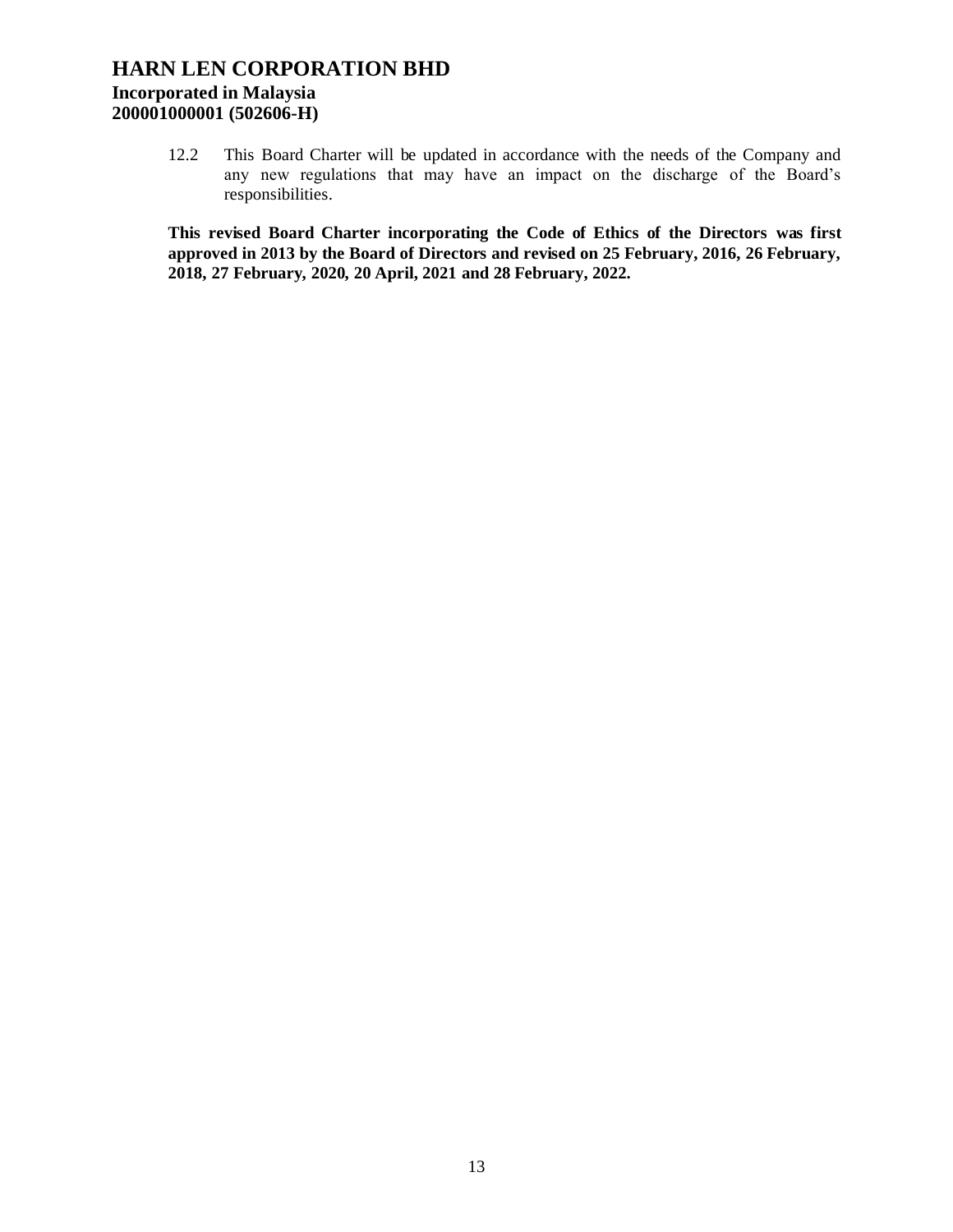12.2 This Board Charter will be updated in accordance with the needs of the Company and any new regulations that may have an impact on the discharge of the Board's responsibilities.

**This revised Board Charter incorporating the Code of Ethics of the Directors was first approved in 2013 by the Board of Directors and revised on 25 February, 2016, 26 February, 2018, 27 February, 2020, 20 April, 2021 and 28 February, 2022.**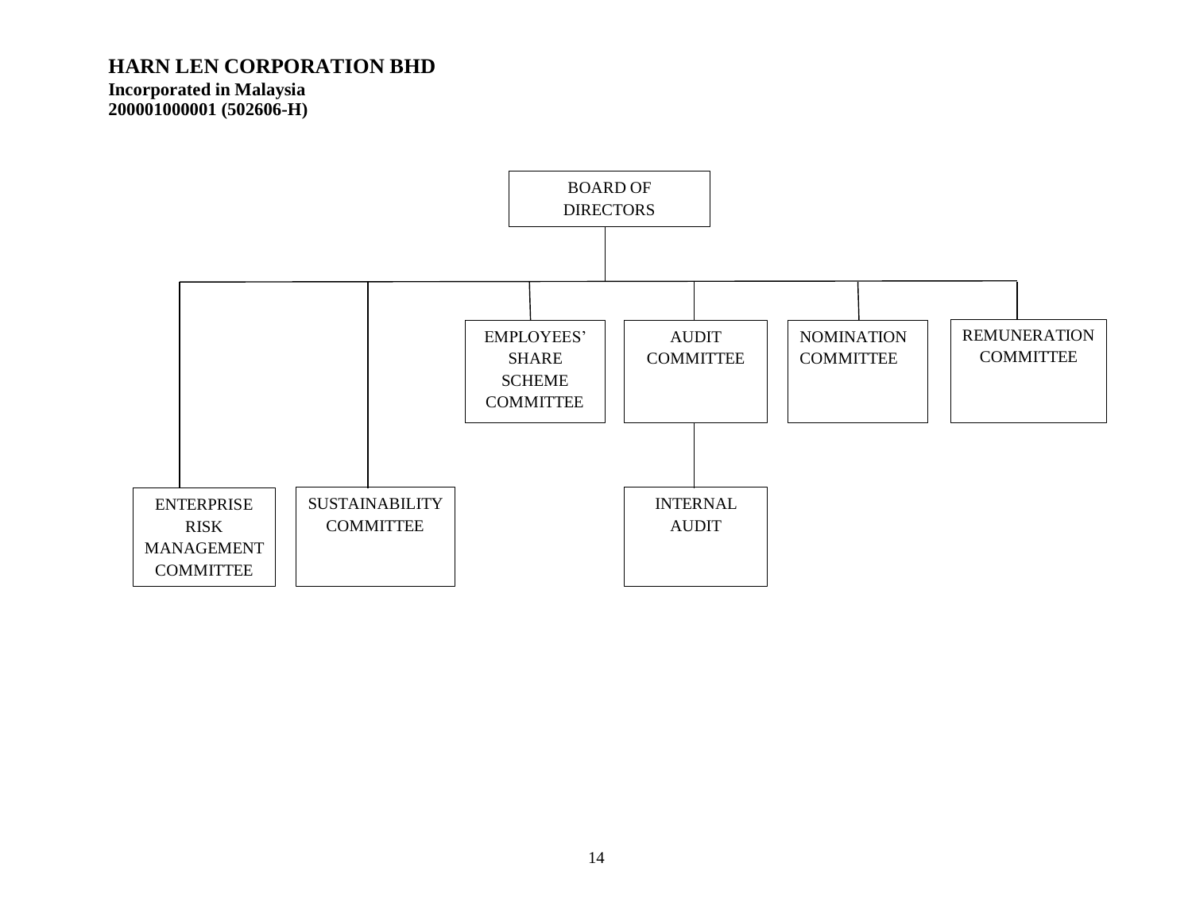**HARN LEN CORPORATION BHD**
**Incorporated in Malaysia**
**200001000001 (502606-H)**

- BOARD OF DIRECTORS
  - ENTERPRISE RISK MANAGEMENT COMMITTEE
  - SUSTAINABILITY COMMITTEE
  - EMPLOYEES' SHARE SCHEME COMMITTEE
  - AUDIT COMMITTEE
    - INTERNAL AUDIT
  - NOMINATION COMMITTEE
  - REMUNERATION COMMITTEE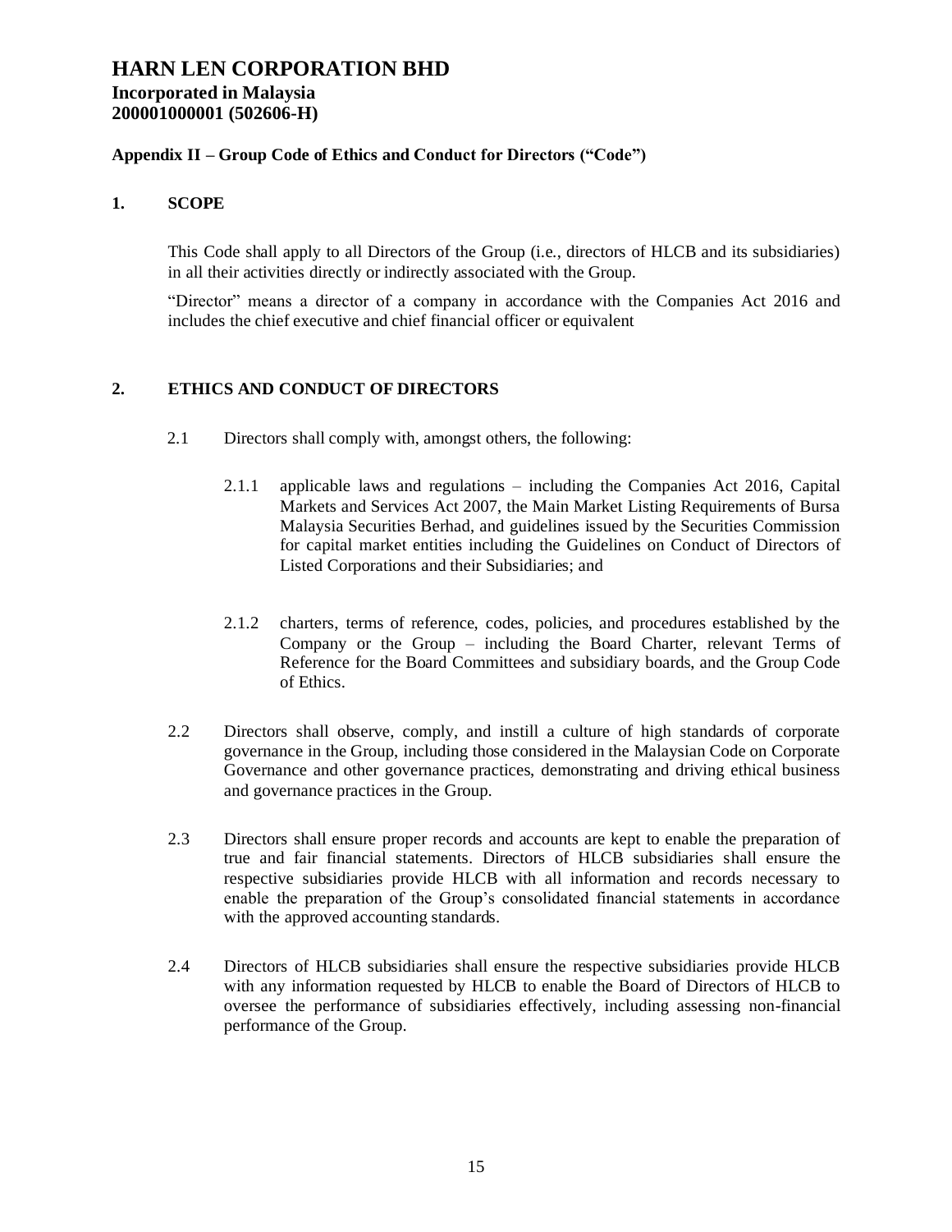# HARN LEN CORPORATION BHD

**Incorporated in Malaysia**
**200001000001 (502606-H)**

**Appendix II – Group Code of Ethics and Conduct for Directors ("Code")**

## 1. SCOPE

This Code shall apply to all Directors of the Group (i.e., directors of HLCB and its subsidiaries) in all their activities directly or indirectly associated with the Group.

"Director" means a director of a company in accordance with the Companies Act 2016 and includes the chief executive and chief financial officer or equivalent

## 2. ETHICS AND CONDUCT OF DIRECTORS

2.1 Directors shall comply with, amongst others, the following:

2.1.1 applicable laws and regulations – including the Companies Act 2016, Capital Markets and Services Act 2007, the Main Market Listing Requirements of Bursa Malaysia Securities Berhad, and guidelines issued by the Securities Commission for capital market entities including the Guidelines on Conduct of Directors of Listed Corporations and their Subsidiaries; and

2.1.2 charters, terms of reference, codes, policies, and procedures established by the Company or the Group – including the Board Charter, relevant Terms of Reference for the Board Committees and subsidiary boards, and the Group Code of Ethics.

2.2 Directors shall observe, comply, and instill a culture of high standards of corporate governance in the Group, including those considered in the Malaysian Code on Corporate Governance and other governance practices, demonstrating and driving ethical business and governance practices in the Group.

2.3 Directors shall ensure proper records and accounts are kept to enable the preparation of true and fair financial statements. Directors of HLCB subsidiaries shall ensure the respective subsidiaries provide HLCB with all information and records necessary to enable the preparation of the Group's consolidated financial statements in accordance with the approved accounting standards.

2.4 Directors of HLCB subsidiaries shall ensure the respective subsidiaries provide HLCB with any information requested by HLCB to enable the Board of Directors of HLCB to oversee the performance of subsidiaries effectively, including assessing non-financial performance of the Group.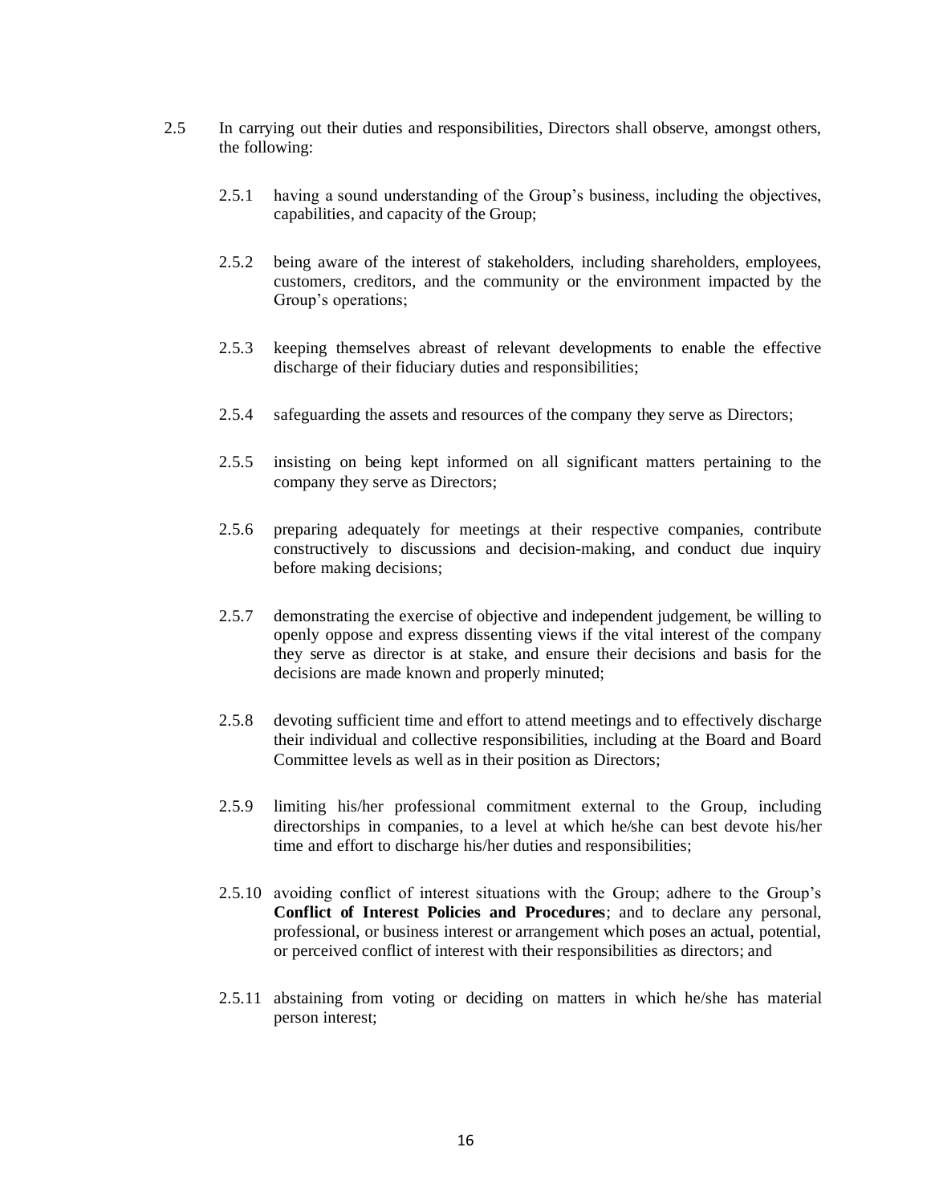2.5 In carrying out their duties and responsibilities, Directors shall observe, amongst others, the following:

2.5.1 having a sound understanding of the Group's business, including the objectives, capabilities, and capacity of the Group;

2.5.2 being aware of the interest of stakeholders, including shareholders, employees, customers, creditors, and the community or the environment impacted by the Group's operations;

2.5.3 keeping themselves abreast of relevant developments to enable the effective discharge of their fiduciary duties and responsibilities;

2.5.4 safeguarding the assets and resources of the company they serve as Directors;

2.5.5 insisting on being kept informed on all significant matters pertaining to the company they serve as Directors;

2.5.6 preparing adequately for meetings at their respective companies, contribute constructively to discussions and decision-making, and conduct due inquiry before making decisions;

2.5.7 demonstrating the exercise of objective and independent judgement, be willing to openly oppose and express dissenting views if the vital interest of the company they serve as director is at stake, and ensure their decisions and basis for the decisions are made known and properly minuted;

2.5.8 devoting sufficient time and effort to attend meetings and to effectively discharge their individual and collective responsibilities, including at the Board and Board Committee levels as well as in their position as Directors;

2.5.9 limiting his/her professional commitment external to the Group, including directorships in companies, to a level at which he/she can best devote his/her time and effort to discharge his/her duties and responsibilities;

2.5.10 avoiding conflict of interest situations with the Group; adhere to the Group's **Conflict of Interest Policies and Procedures**; and to declare any personal, professional, or business interest or arrangement which poses an actual, potential, or perceived conflict of interest with their responsibilities as directors; and

2.5.11 abstaining from voting or deciding on matters in which he/she has material person interest;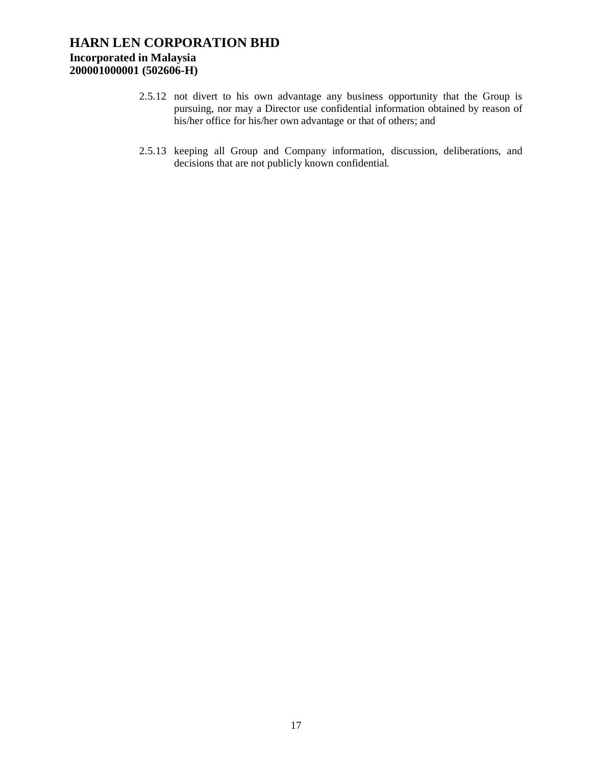2.5.12 not divert to his own advantage any business opportunity that the Group is pursuing, nor may a Director use confidential information obtained by reason of his/her office for his/her own advantage or that of others; and

2.5.13 keeping all Group and Company information, discussion, deliberations, and decisions that are not publicly known confidential.